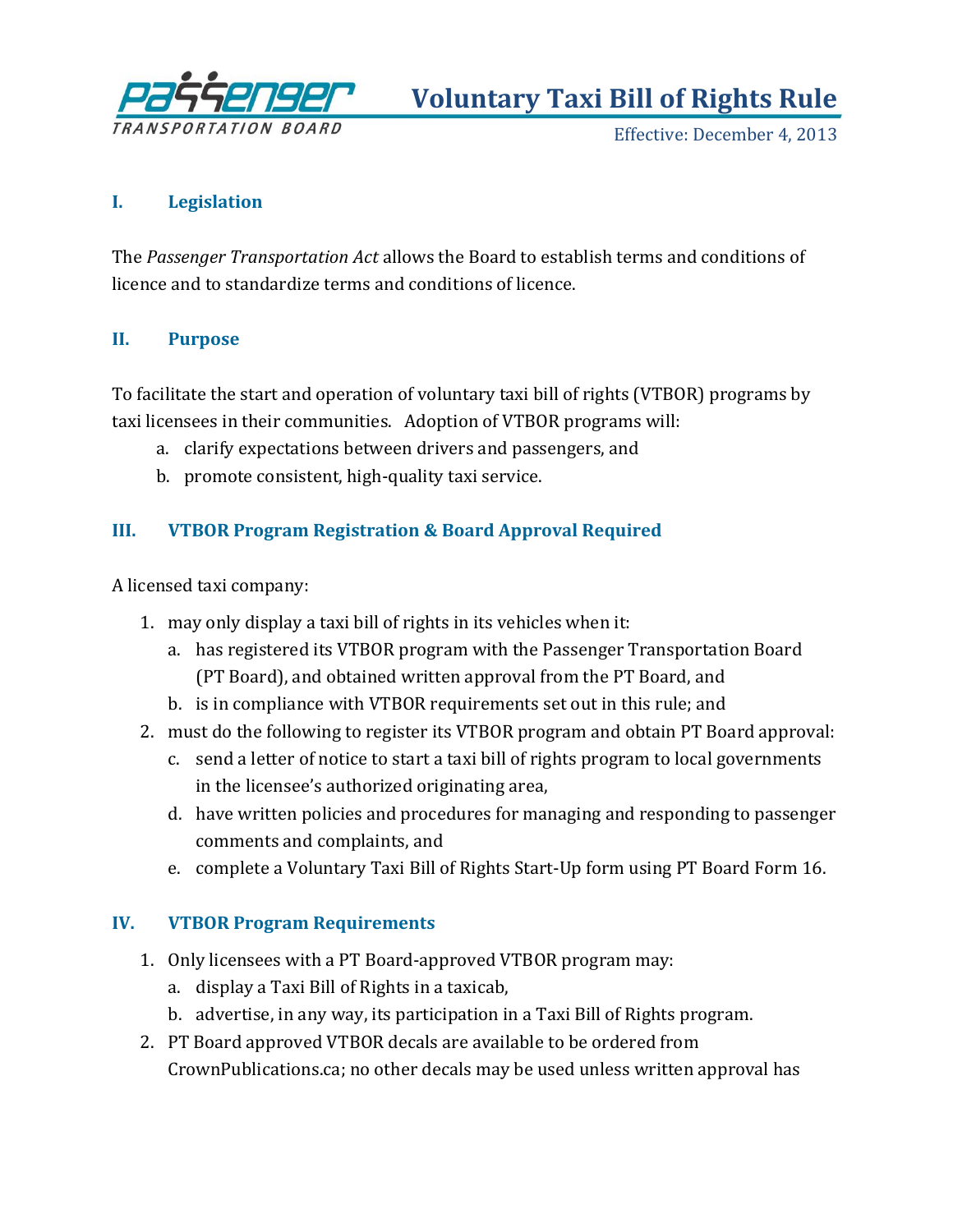PASSENGER TRANSPORTATION BOARD

# Voluntary Taxi Bill of Rights Rule

Effective: December 4, 2013

## I. Legislation

The *Passenger Transportation Act* allows the Board to establish terms and conditions of licence and to standardize terms and conditions of licence.

## II. Purpose

To facilitate the start and operation of voluntary taxi bill of rights (VTBOR) programs by taxi licensees in their communities. Adoption of VTBOR programs will:

a. clarify expectations between drivers and passengers, and
b. promote consistent, high-quality taxi service.

## III. VTBOR Program Registration & Board Approval Required

A licensed taxi company:

1. may only display a taxi bill of rights in its vehicles when it:
   a. has registered its VTBOR program with the Passenger Transportation Board (PT Board), and obtained written approval from the PT Board, and
   b. is in compliance with VTBOR requirements set out in this rule; and
2. must do the following to register its VTBOR program and obtain PT Board approval:
   c. send a letter of notice to start a taxi bill of rights program to local governments in the licensee's authorized originating area,
   d. have written policies and procedures for managing and responding to passenger comments and complaints, and
   e. complete a Voluntary Taxi Bill of Rights Start-Up form using PT Board Form 16.

## IV. VTBOR Program Requirements

1. Only licensees with a PT Board-approved VTBOR program may:
   a. display a Taxi Bill of Rights in a taxicab,
   b. advertise, in any way, its participation in a Taxi Bill of Rights program.
2. PT Board approved VTBOR decals are available to be ordered from CrownPublications.ca; no other decals may be used unless written approval has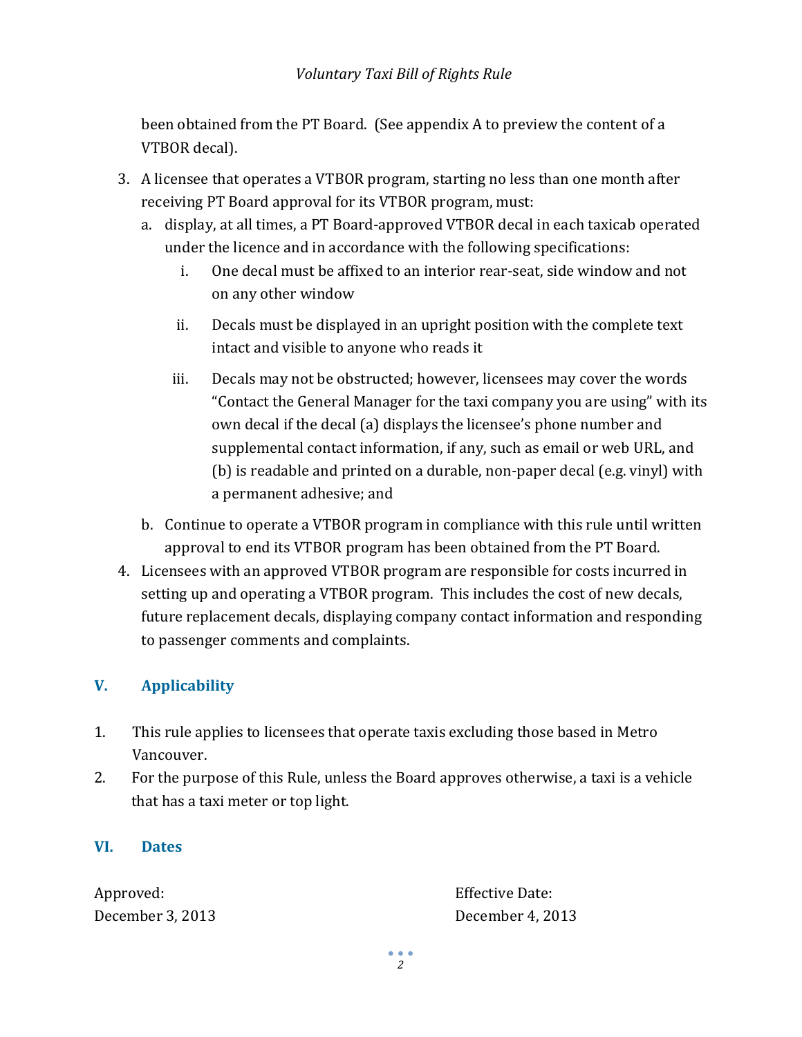been obtained from the PT Board. (See appendix A to preview the content of a VTBOR decal).

3. A licensee that operates a VTBOR program, starting no less than one month after receiving PT Board approval for its VTBOR program, must:
   a. display, at all times, a PT Board-approved VTBOR decal in each taxicab operated under the licence and in accordance with the following specifications:
      i. One decal must be affixed to an interior rear-seat, side window and not on any other window
      ii. Decals must be displayed in an upright position with the complete text intact and visible to anyone who reads it
      iii. Decals may not be obstructed; however, licensees may cover the words "Contact the General Manager for the taxi company you are using" with its own decal if the decal (a) displays the licensee's phone number and supplemental contact information, if any, such as email or web URL, and (b) is readable and printed on a durable, non-paper decal (e.g. vinyl) with a permanent adhesive; and
   b. Continue to operate a VTBOR program in compliance with this rule until written approval to end its VTBOR program has been obtained from the PT Board.
4. Licensees with an approved VTBOR program are responsible for costs incurred in setting up and operating a VTBOR program. This includes the cost of new decals, future replacement decals, displaying company contact information and responding to passenger comments and complaints.

## V. Applicability

1. This rule applies to licensees that operate taxis excluding those based in Metro Vancouver.
2. For the purpose of this Rule, unless the Board approves otherwise, a taxi is a vehicle that has a taxi meter or top light.

## VI. Dates

| Approved: | Effective Date: |
|---|---|
| December 3, 2013 | December 4, 2013 |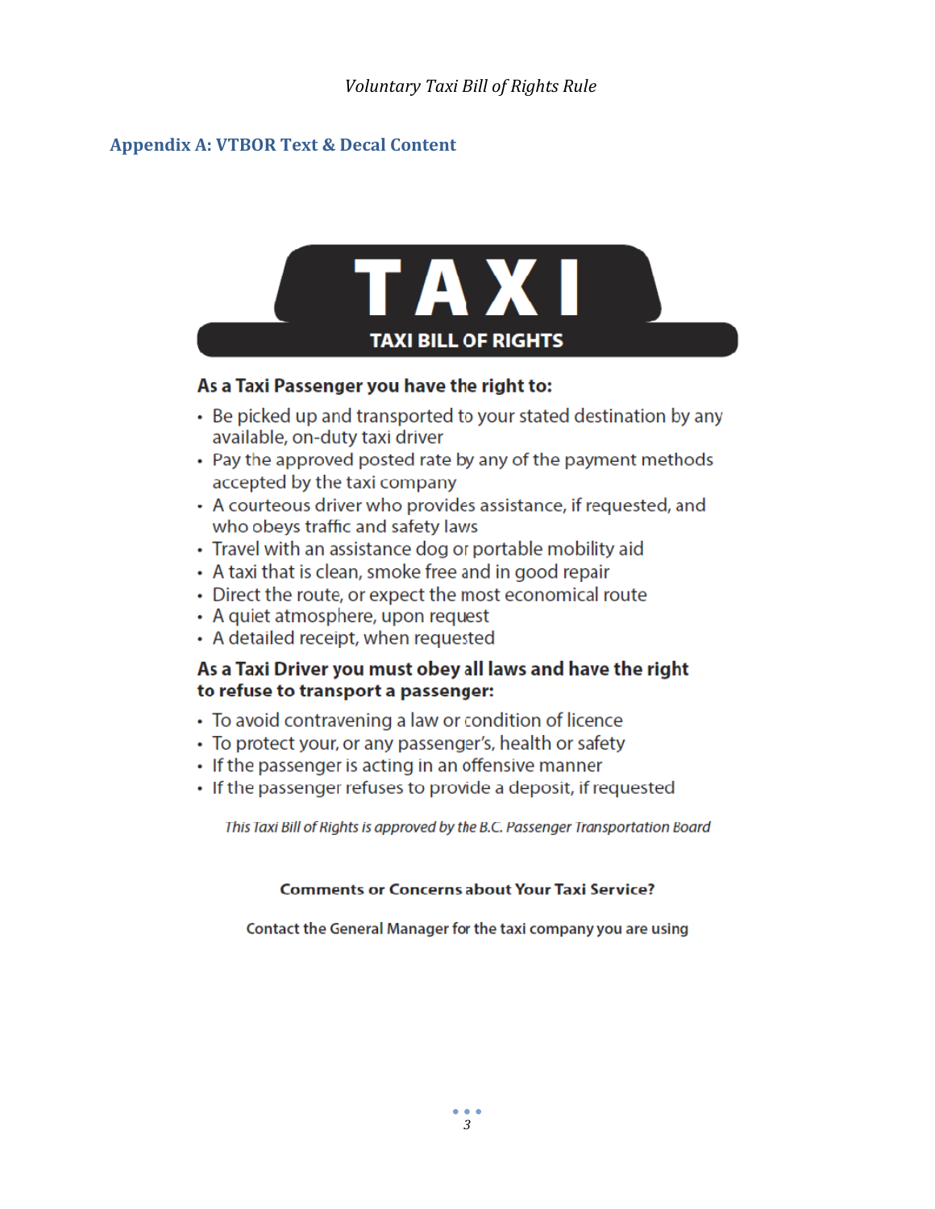## Appendix A: VTBOR Text & Decal Content

# TAXI

### TAXI BILL OF RIGHTS

**As a Taxi Passenger you have the right to:**

- Be picked up and transported to your stated destination by any available, on-duty taxi driver
- Pay the approved posted rate by any of the payment methods accepted by the taxi company
- A courteous driver who provides assistance, if requested, and who obeys traffic and safety laws
- Travel with an assistance dog or portable mobility aid
- A taxi that is clean, smoke free and in good repair
- Direct the route, or expect the most economical route
- A quiet atmosphere, upon request
- A detailed receipt, when requested

**As a Taxi Driver you must obey all laws and have the right to refuse to transport a passenger:**

- To avoid contravening a law or condition of licence
- To protect your, or any passenger's, health or safety
- If the passenger is acting in an offensive manner
- If the passenger refuses to provide a deposit, if requested

*This Taxi Bill of Rights is approved by the B.C. Passenger Transportation Board*

**Comments or Concerns about Your Taxi Service?**

Contact the General Manager for the taxi company you are using